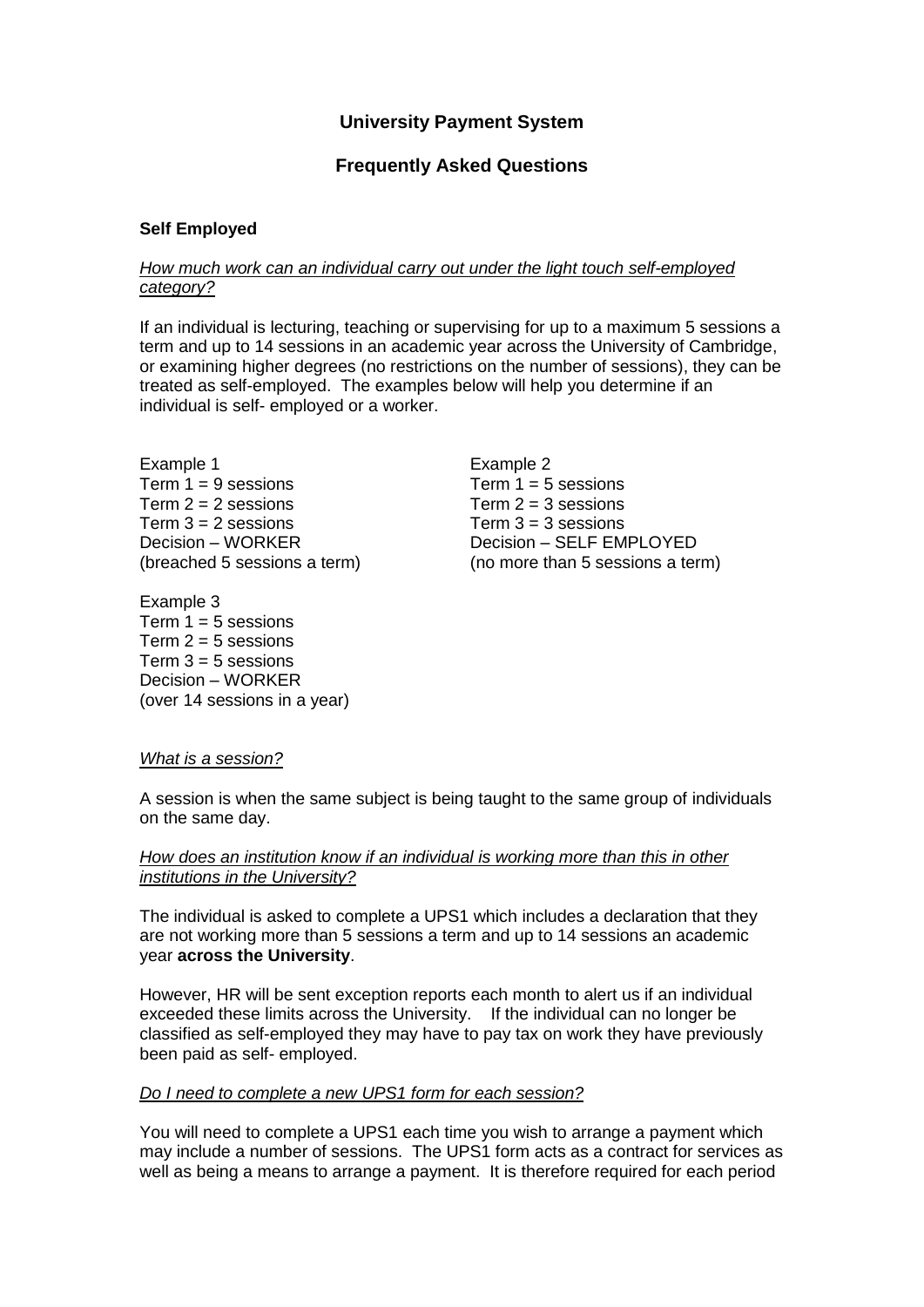# University Payment System

## Frequently Asked Questions

### Self Employed

*How much work can an individual carry out under the light touch self-employed category?*

If an individual is lecturing, teaching or supervising for up to a maximum 5 sessions a term and up to 14 sessions in an academic year across the University of Cambridge, or examining higher degrees (no restrictions on the number of sessions), they can be treated as self-employed. The examples below will help you determine if an individual is self- employed or a worker.

Example 1
Term 1 = 9 sessions
Term 2 = 2 sessions
Term 3 = 2 sessions
Decision – WORKER
(breached 5 sessions a term)

Example 2
Term 1 = 5 sessions
Term 2 = 3 sessions
Term 3 = 3 sessions
Decision – SELF EMPLOYED
(no more than 5 sessions a term)

Example 3
Term 1 = 5 sessions
Term 2 = 5 sessions
Term 3 = 5 sessions
Decision – WORKER
(over 14 sessions in a year)

*What is a session?*

A session is when the same subject is being taught to the same group of individuals on the same day.

*How does an institution know if an individual is working more than this in other institutions in the University?*

The individual is asked to complete a UPS1 which includes a declaration that they are not working more than 5 sessions a term and up to 14 sessions an academic year **across the University**.

However, HR will be sent exception reports each month to alert us if an individual exceeded these limits across the University. If the individual can no longer be classified as self-employed they may have to pay tax on work they have previously been paid as self- employed.

*Do I need to complete a new UPS1 form for each session?*

You will need to complete a UPS1 each time you wish to arrange a payment which may include a number of sessions. The UPS1 form acts as a contract for services as well as being a means to arrange a payment. It is therefore required for each period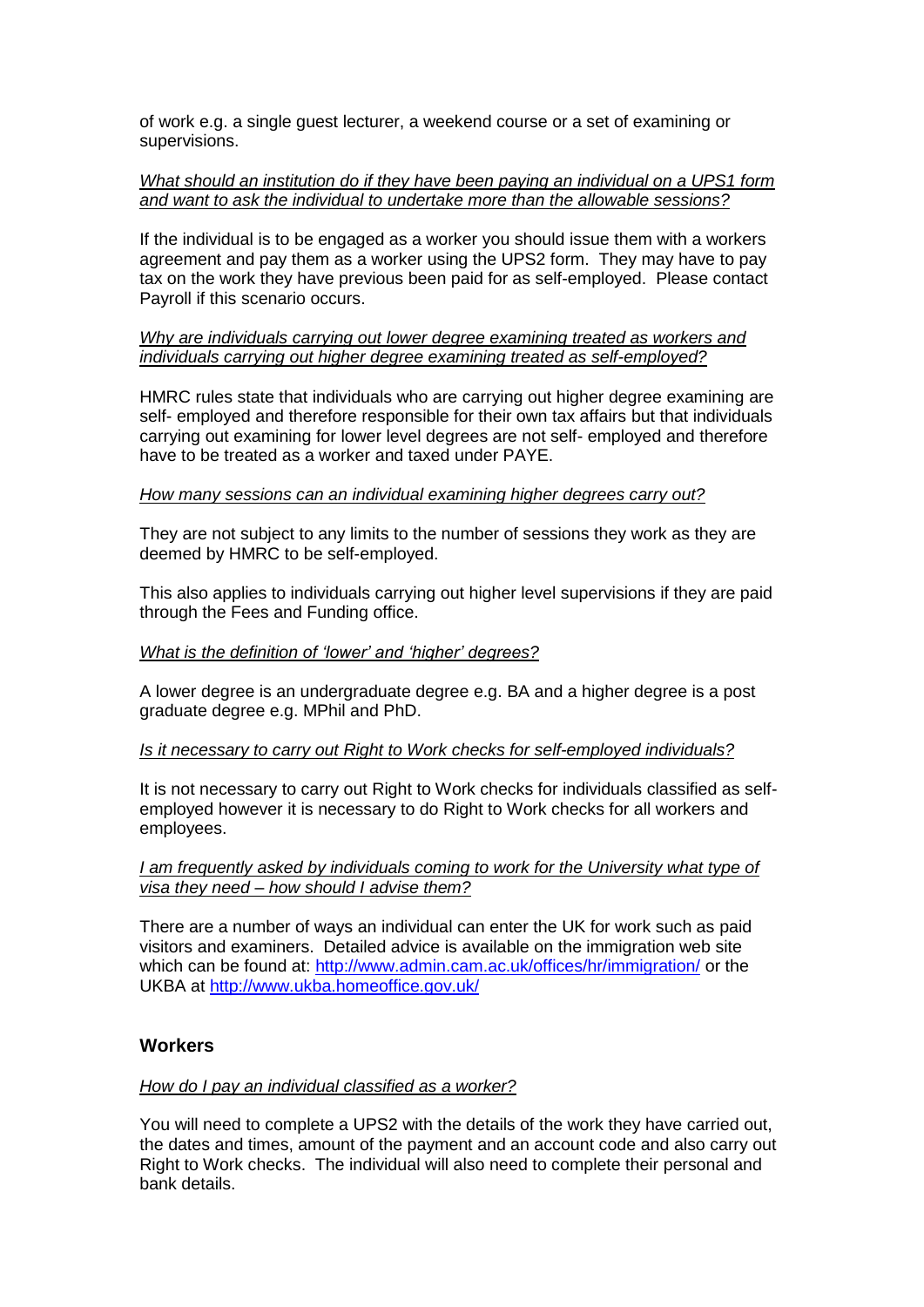of work e.g. a single guest lecturer, a weekend course or a set of examining or supervisions.

*What should an institution do if they have been paying an individual on a UPS1 form and want to ask the individual to undertake more than the allowable sessions?*

If the individual is to be engaged as a worker you should issue them with a workers agreement and pay them as a worker using the UPS2 form. They may have to pay tax on the work they have previous been paid for as self-employed. Please contact Payroll if this scenario occurs.

*Why are individuals carrying out lower degree examining treated as workers and individuals carrying out higher degree examining treated as self-employed?*

HMRC rules state that individuals who are carrying out higher degree examining are self- employed and therefore responsible for their own tax affairs but that individuals carrying out examining for lower level degrees are not self- employed and therefore have to be treated as a worker and taxed under PAYE.

*How many sessions can an individual examining higher degrees carry out?*

They are not subject to any limits to the number of sessions they work as they are deemed by HMRC to be self-employed.

This also applies to individuals carrying out higher level supervisions if they are paid through the Fees and Funding office.

*What is the definition of 'lower' and 'higher' degrees?*

A lower degree is an undergraduate degree e.g. BA and a higher degree is a post graduate degree e.g. MPhil and PhD.

*Is it necessary to carry out Right to Work checks for self-employed individuals?*

It is not necessary to carry out Right to Work checks for individuals classified as self-employed however it is necessary to do Right to Work checks for all workers and employees.

*I am frequently asked by individuals coming to work for the University what type of visa they need – how should I advise them?*

There are a number of ways an individual can enter the UK for work such as paid visitors and examiners. Detailed advice is available on the immigration web site which can be found at: http://www.admin.cam.ac.uk/offices/hr/immigration/ or the UKBA at http://www.ukba.homeoffice.gov.uk/

## Workers

*How do I pay an individual classified as a worker?*

You will need to complete a UPS2 with the details of the work they have carried out, the dates and times, amount of the payment and an account code and also carry out Right to Work checks. The individual will also need to complete their personal and bank details.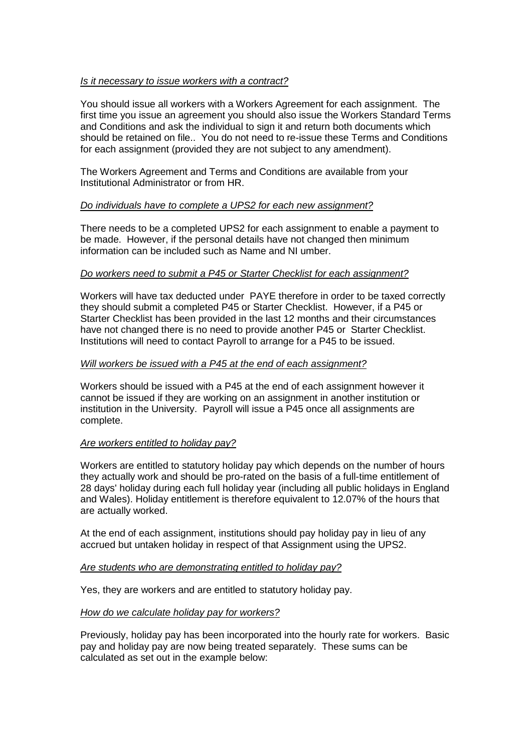*Is it necessary to issue workers with a contract?*

You should issue all workers with a Workers Agreement for each assignment. The first time you issue an agreement you should also issue the Workers Standard Terms and Conditions and ask the individual to sign it and return both documents which should be retained on file.. You do not need to re-issue these Terms and Conditions for each assignment (provided they are not subject to any amendment).

The Workers Agreement and Terms and Conditions are available from your Institutional Administrator or from HR.

*Do individuals have to complete a UPS2 for each new assignment?*

There needs to be a completed UPS2 for each assignment to enable a payment to be made. However, if the personal details have not changed then minimum information can be included such as Name and NI umber.

*Do workers need to submit a P45 or Starter Checklist for each assignment?*

Workers will have tax deducted under PAYE therefore in order to be taxed correctly they should submit a completed P45 or Starter Checklist. However, if a P45 or Starter Checklist has been provided in the last 12 months and their circumstances have not changed there is no need to provide another P45 or Starter Checklist. Institutions will need to contact Payroll to arrange for a P45 to be issued.

*Will workers be issued with a P45 at the end of each assignment?*

Workers should be issued with a P45 at the end of each assignment however it cannot be issued if they are working on an assignment in another institution or institution in the University. Payroll will issue a P45 once all assignments are complete.

*Are workers entitled to holiday pay?*

Workers are entitled to statutory holiday pay which depends on the number of hours they actually work and should be pro-rated on the basis of a full-time entitlement of 28 days' holiday during each full holiday year (including all public holidays in England and Wales). Holiday entitlement is therefore equivalent to 12.07% of the hours that are actually worked.

At the end of each assignment, institutions should pay holiday pay in lieu of any accrued but untaken holiday in respect of that Assignment using the UPS2.

*Are students who are demonstrating entitled to holiday pay?*

Yes, they are workers and are entitled to statutory holiday pay.

*How do we calculate holiday pay for workers?*

Previously, holiday pay has been incorporated into the hourly rate for workers. Basic pay and holiday pay are now being treated separately. These sums can be calculated as set out in the example below: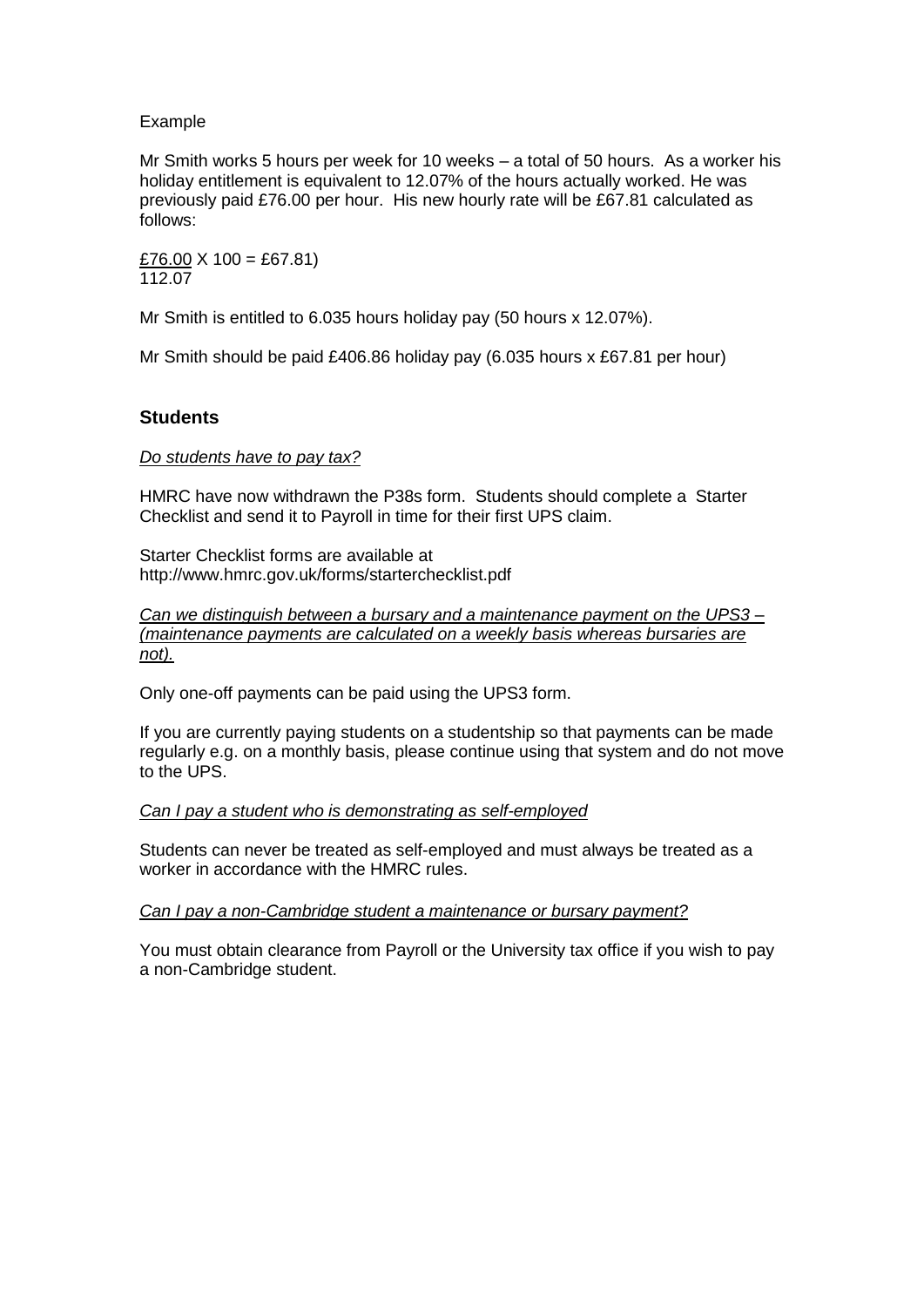Example

Mr Smith works 5 hours per week for 10 weeks – a total of 50 hours. As a worker his holiday entitlement is equivalent to 12.07% of the hours actually worked. He was previously paid £76.00 per hour. His new hourly rate will be £67.81 calculated as follows:

$$\frac{£76.00}{112.07} \times 100 = £67.81)$$

Mr Smith is entitled to 6.035 hours holiday pay (50 hours x 12.07%).

Mr Smith should be paid £406.86 holiday pay (6.035 hours x £67.81 per hour)

## Students

*Do students have to pay tax?*

HMRC have now withdrawn the P38s form. Students should complete a Starter Checklist and send it to Payroll in time for their first UPS claim.

Starter Checklist forms are available at
http://www.hmrc.gov.uk/forms/starterchecklist.pdf

*Can we distinguish between a bursary and a maintenance payment on the UPS3 – (maintenance payments are calculated on a weekly basis whereas bursaries are not).*

Only one-off payments can be paid using the UPS3 form.

If you are currently paying students on a studentship so that payments can be made regularly e.g. on a monthly basis, please continue using that system and do not move to the UPS.

*Can I pay a student who is demonstrating as self-employed*

Students can never be treated as self-employed and must always be treated as a worker in accordance with the HMRC rules.

*Can I pay a non-Cambridge student a maintenance or bursary payment?*

You must obtain clearance from Payroll or the University tax office if you wish to pay a non-Cambridge student.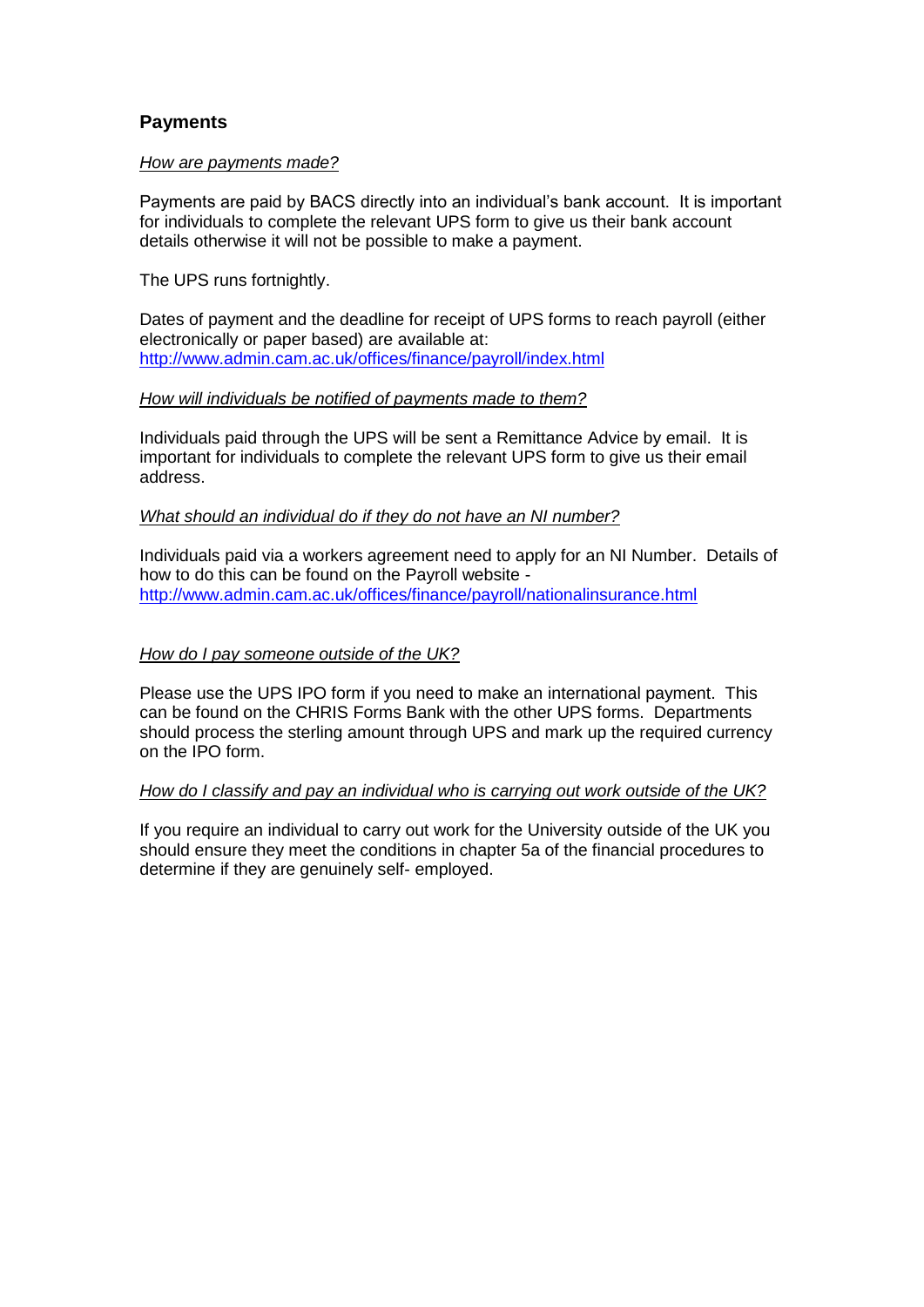## Payments

*How are payments made?*

Payments are paid by BACS directly into an individual's bank account. It is important for individuals to complete the relevant UPS form to give us their bank account details otherwise it will not be possible to make a payment.

The UPS runs fortnightly.

Dates of payment and the deadline for receipt of UPS forms to reach payroll (either electronically or paper based) are available at: http://www.admin.cam.ac.uk/offices/finance/payroll/index.html

*How will individuals be notified of payments made to them?*

Individuals paid through the UPS will be sent a Remittance Advice by email. It is important for individuals to complete the relevant UPS form to give us their email address.

*What should an individual do if they do not have an NI number?*

Individuals paid via a workers agreement need to apply for an NI Number. Details of how to do this can be found on the Payroll website - http://www.admin.cam.ac.uk/offices/finance/payroll/nationalinsurance.html

*How do I pay someone outside of the UK?*

Please use the UPS IPO form if you need to make an international payment. This can be found on the CHRIS Forms Bank with the other UPS forms. Departments should process the sterling amount through UPS and mark up the required currency on the IPO form.

*How do I classify and pay an individual who is carrying out work outside of the UK?*

If you require an individual to carry out work for the University outside of the UK you should ensure they meet the conditions in chapter 5a of the financial procedures to determine if they are genuinely self- employed.